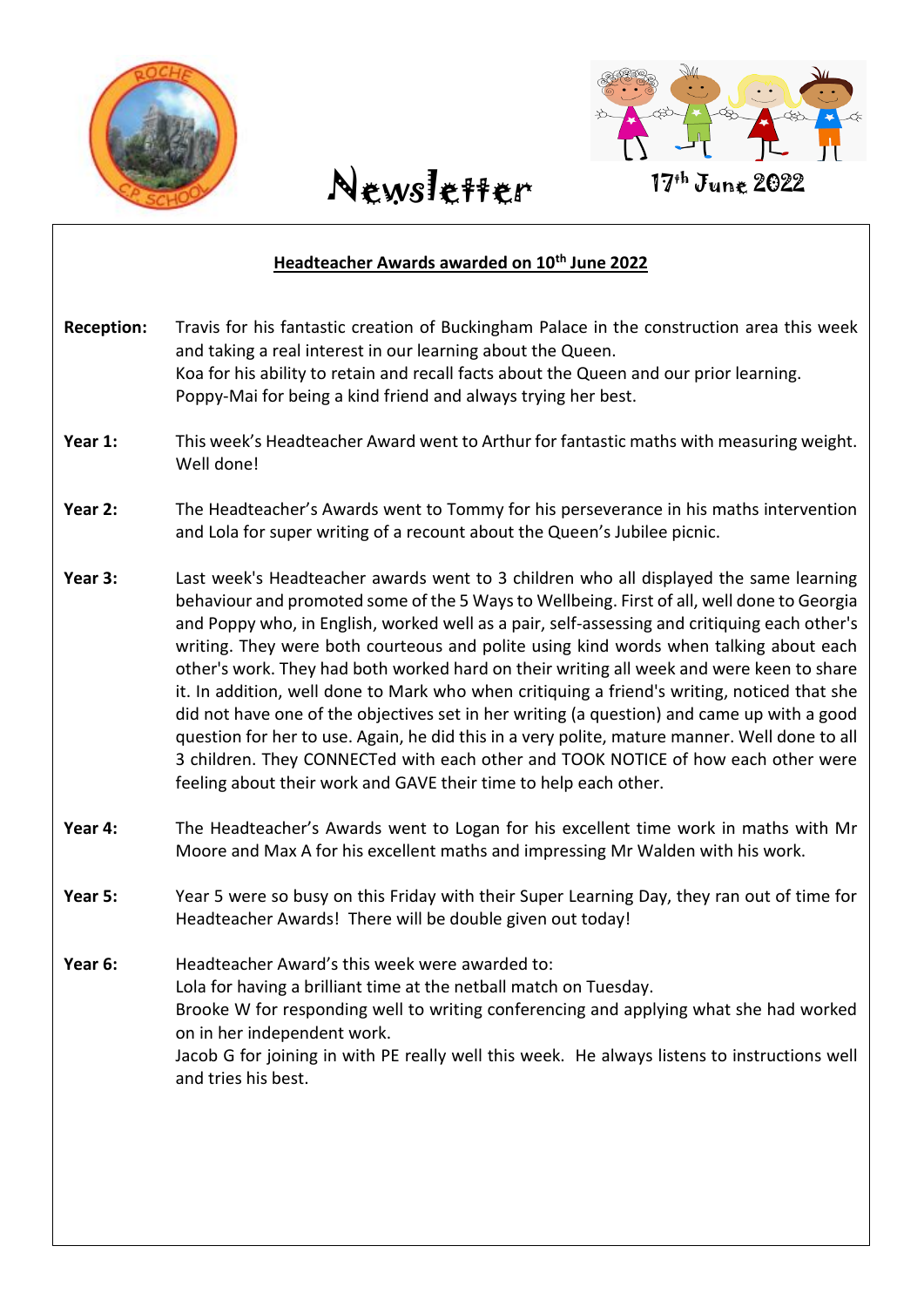# Newsletter

17th June 2022

## Headteacher Awards awarded on 10th June 2022

**Reception:** Travis for his fantastic creation of Buckingham Palace in the construction area this week and taking a real interest in our learning about the Queen.
Koa for his ability to retain and recall facts about the Queen and our prior learning.
Poppy-Mai for being a kind friend and always trying her best.

**Year 1:** This week's Headteacher Award went to Arthur for fantastic maths with measuring weight. Well done!

**Year 2:** The Headteacher's Awards went to Tommy for his perseverance in his maths intervention and Lola for super writing of a recount about the Queen's Jubilee picnic.

**Year 3:** Last week's Headteacher awards went to 3 children who all displayed the same learning behaviour and promoted some of the 5 Ways to Wellbeing. First of all, well done to Georgia and Poppy who, in English, worked well as a pair, self-assessing and critiquing each other's writing. They were both courteous and polite using kind words when talking about each other's work. They had both worked hard on their writing all week and were keen to share it. In addition, well done to Mark who when critiquing a friend's writing, noticed that she did not have one of the objectives set in her writing (a question) and came up with a good question for her to use. Again, he did this in a very polite, mature manner. Well done to all 3 children. They CONNECTed with each other and TOOK NOTICE of how each other were feeling about their work and GAVE their time to help each other.

**Year 4:** The Headteacher's Awards went to Logan for his excellent time work in maths with Mr Moore and Max A for his excellent maths and impressing Mr Walden with his work.

**Year 5:** Year 5 were so busy on this Friday with their Super Learning Day, they ran out of time for Headteacher Awards! There will be double given out today!

**Year 6:** Headteacher Award's this week were awarded to:
Lola for having a brilliant time at the netball match on Tuesday.
Brooke W for responding well to writing conferencing and applying what she had worked on in her independent work.
Jacob G for joining in with PE really well this week. He always listens to instructions well and tries his best.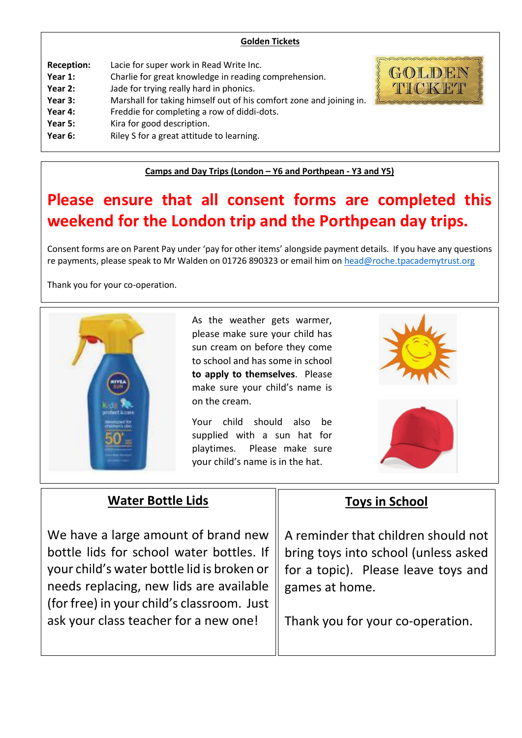## Golden Tickets

| | |
|---|---|
| **Reception:** | Lacie for super work in Read Write Inc. |
| **Year 1:** | Charlie for great knowledge in reading comprehension. |
| **Year 2:** | Jade for trying really hard in phonics. |
| **Year 3:** | Marshall for taking himself out of his comfort zone and joining in. |
| **Year 4:** | Freddie for completing a row of diddi-dots. |
| **Year 5:** | Kira for good description. |
| **Year 6:** | Riley S for a great attitude to learning. |

## Camps and Day Trips (London – Y6 and Porthpean - Y3 and Y5)

**Please ensure that all consent forms are completed this weekend for the London trip and the Porthpean day trips.**

Consent forms are on Parent Pay under 'pay for other items' alongside payment details. If you have any questions re payments, please speak to Mr Walden on 01726 890323 or email him on head@roche.tpacademytrust.org

Thank you for your co-operation.

As the weather gets warmer, please make sure your child has sun cream on before they come to school and has some in school **to apply to themselves**. Please make sure your child's name is on the cream.

Your child should also be supplied with a sun hat for playtimes. Please make sure your child's name is in the hat.

## Water Bottle Lids

We have a large amount of brand new bottle lids for school water bottles. If your child's water bottle lid is broken or needs replacing, new lids are available (for free) in your child's classroom. Just ask your class teacher for a new one!

## Toys in School

A reminder that children should not bring toys into school (unless asked for a topic). Please leave toys and games at home.

Thank you for your co-operation.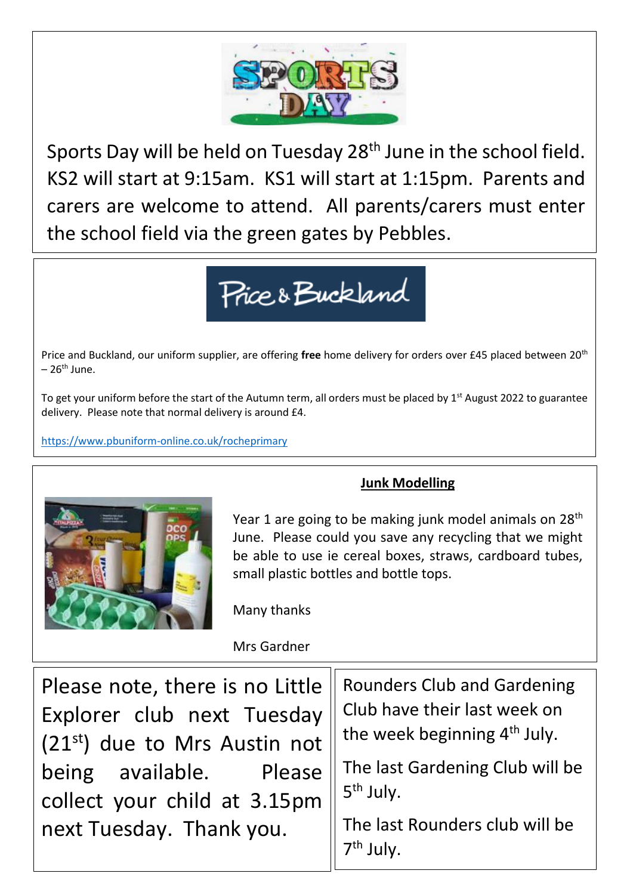# SPORTS DAY

Sports Day will be held on Tuesday 28th June in the school field. KS2 will start at 9:15am. KS1 will start at 1:15pm. Parents and carers are welcome to attend. All parents/carers must enter the school field via the green gates by Pebbles.

## Price & Buckland

Price and Buckland, our uniform supplier, are offering **free** home delivery for orders over £45 placed between 20th – 26th June.

To get your uniform before the start of the Autumn term, all orders must be placed by 1st August 2022 to guarantee delivery. Please note that normal delivery is around £4.

https://www.pbuniform-online.co.uk/rocheprimary

## Junk Modelling

Year 1 are going to be making junk model animals on 28th June. Please could you save any recycling that we might be able to use ie cereal boxes, straws, cardboard tubes, small plastic bottles and bottle tops.

Many thanks

Mrs Gardner

Please note, there is no Little Explorer club next Tuesday (21st) due to Mrs Austin not being available. Please collect your child at 3.15pm next Tuesday. Thank you.

Rounders Club and Gardening Club have their last week on the week beginning 4th July.

The last Gardening Club will be 5th July.

The last Rounders club will be 7th July.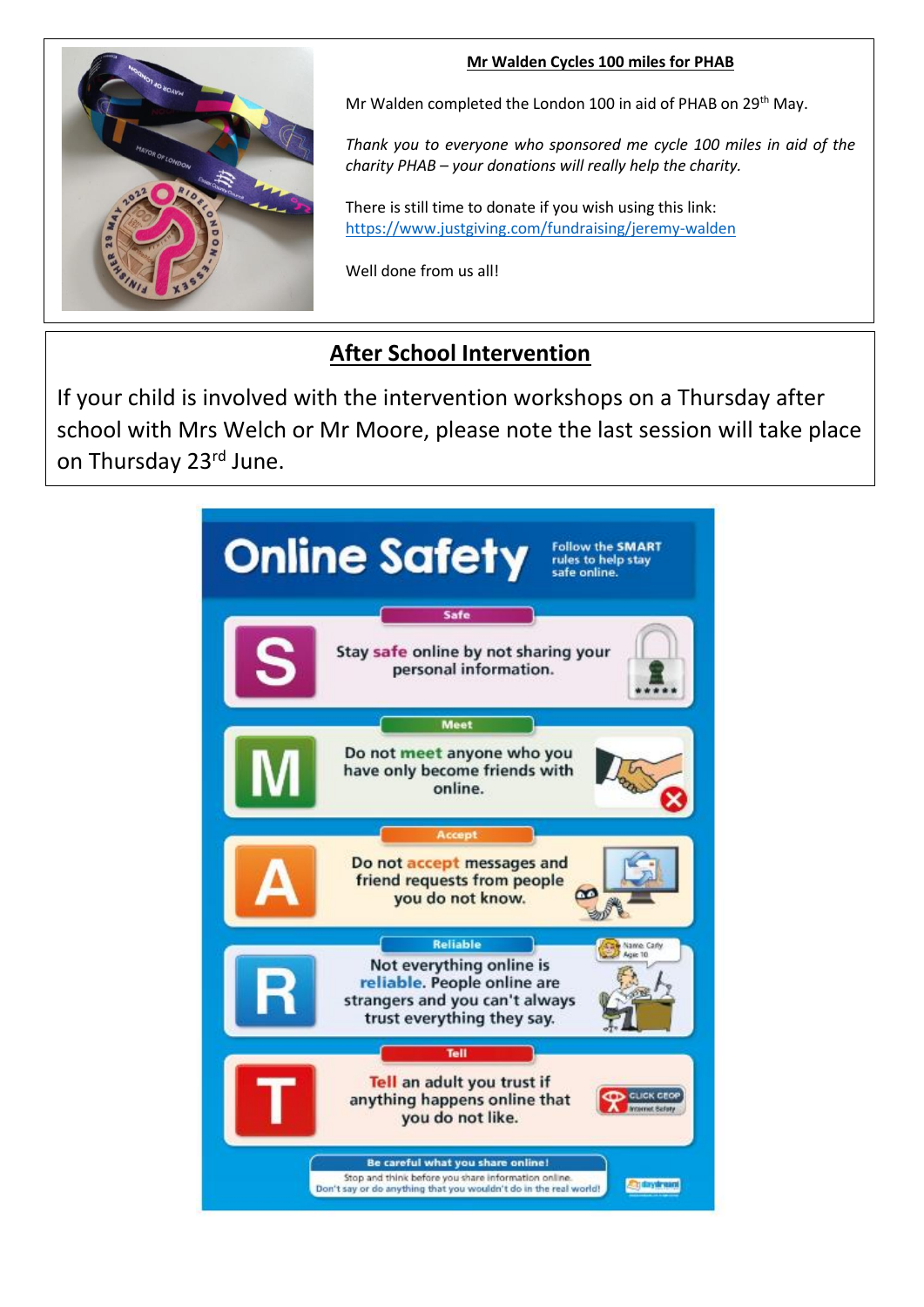## Mr Walden Cycles 100 miles for PHAB

Mr Walden completed the London 100 in aid of PHAB on 29th May.

*Thank you to everyone who sponsored me cycle 100 miles in aid of the charity PHAB – your donations will really help the charity.*

There is still time to donate if you wish using this link:
https://www.justgiving.com/fundraising/jeremy-walden

Well done from us all!

## After School Intervention

If your child is involved with the intervention workshops on a Thursday after school with Mrs Welch or Mr Moore, please note the last session will take place on Thursday 23rd June.

# Online Safety

Follow the **SMART** rules to help stay safe online.

**S** – Safe
Stay **safe** online by not sharing your personal information.

**M** – Meet
Do not **meet** anyone who you have only become friends with online.

**A** – Accept
Do not **accept** messages and friend requests from people you do not know.

**R** – Reliable
Not everything online is **reliable**. People online are strangers and you can't always trust everything they say.

**T** – Tell
**Tell** an adult you trust if anything happens online that you do not like.

**Be careful what you share online!**
Stop and think before you share information online.
Don't say or do anything that you wouldn't do in the real world!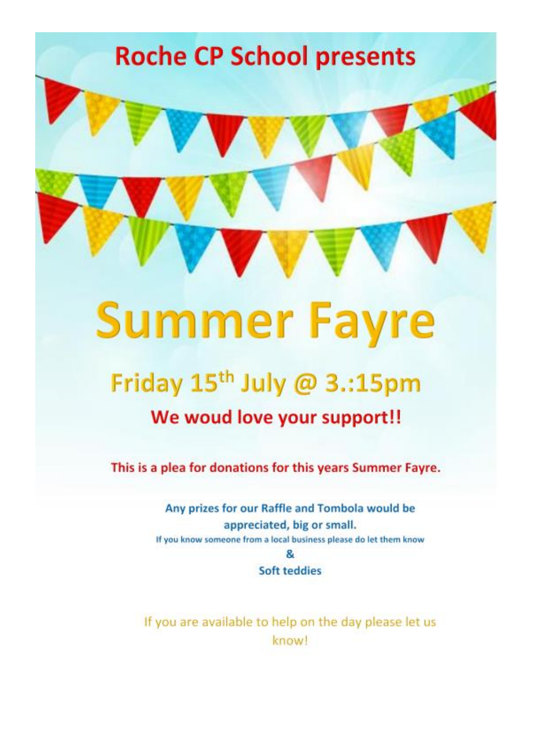## Roche CP School presents

# Summer Fayre

## Friday 15th July @ 3.:15pm

**We woud love your support!!**

**This is a plea for donations for this years Summer Fayre.**

**Any prizes for our Raffle and Tombola would be appreciated, big or small.**

If you know someone from a local business please do let them know

**&**

**Soft teddies**

If you are available to help on the day please let us know!